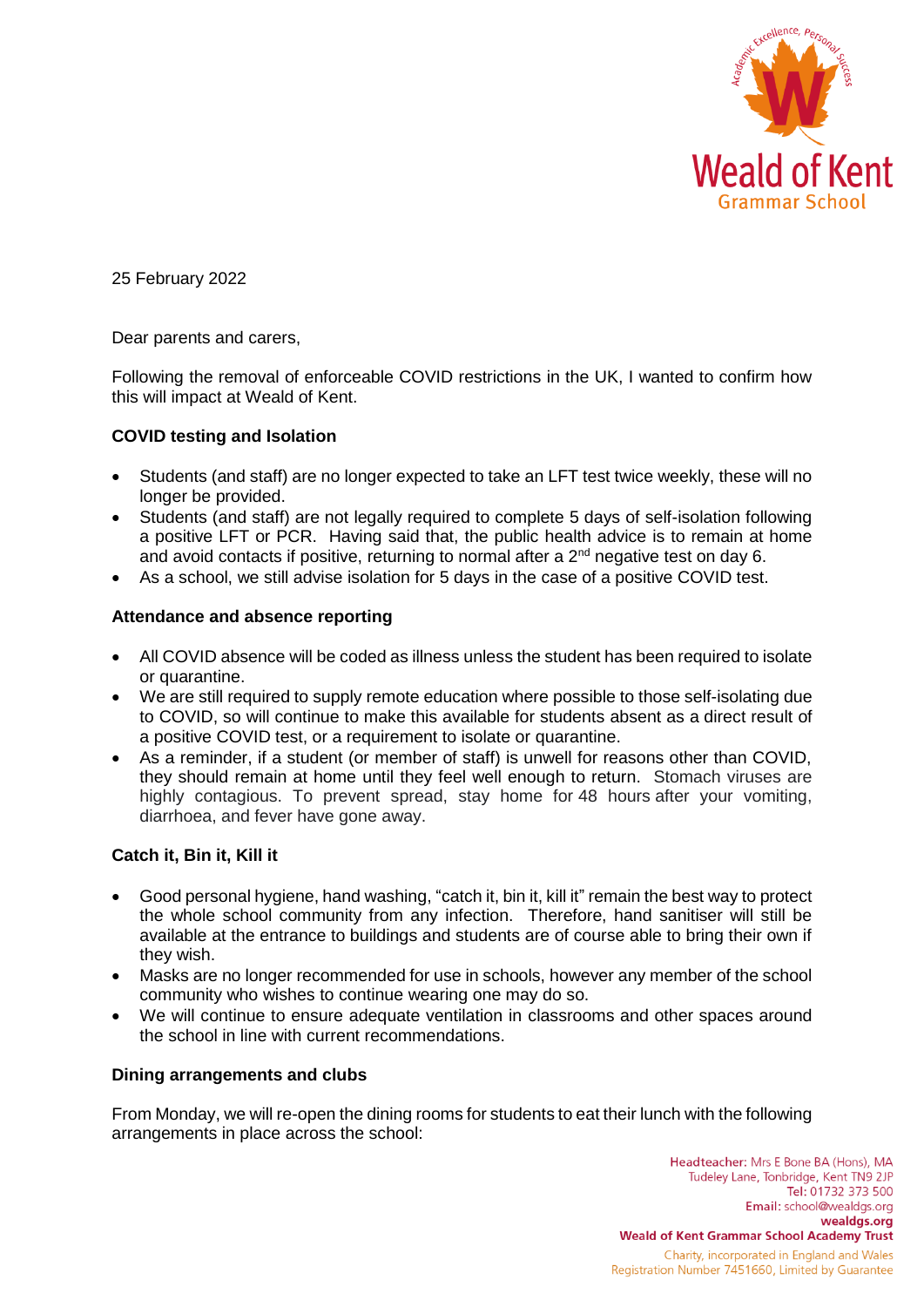25 February 2022

Dear parents and carers,

Following the removal of enforceable COVID restrictions in the UK, I wanted to confirm how this will impact at Weald of Kent.

**COVID testing and Isolation**

- Students (and staff) are no longer expected to take an LFT test twice weekly, these will no longer be provided.
- Students (and staff) are not legally required to complete 5 days of self-isolation following a positive LFT or PCR. Having said that, the public health advice is to remain at home and avoid contacts if positive, returning to normal after a 2nd negative test on day 6.
- As a school, we still advise isolation for 5 days in the case of a positive COVID test.

**Attendance and absence reporting**

- All COVID absence will be coded as illness unless the student has been required to isolate or quarantine.
- We are still required to supply remote education where possible to those self-isolating due to COVID, so will continue to make this available for students absent as a direct result of a positive COVID test, or a requirement to isolate or quarantine.
- As a reminder, if a student (or member of staff) is unwell for reasons other than COVID, they should remain at home until they feel well enough to return. Stomach viruses are highly contagious. To prevent spread, stay home for 48 hours after your vomiting, diarrhoea, and fever have gone away.

**Catch it, Bin it, Kill it**

- Good personal hygiene, hand washing, "catch it, bin it, kill it" remain the best way to protect the whole school community from any infection. Therefore, hand sanitiser will still be available at the entrance to buildings and students are of course able to bring their own if they wish.
- Masks are no longer recommended for use in schools, however any member of the school community who wishes to continue wearing one may do so.
- We will continue to ensure adequate ventilation in classrooms and other spaces around the school in line with current recommendations.

**Dining arrangements and clubs**

From Monday, we will re-open the dining rooms for students to eat their lunch with the following arrangements in place across the school: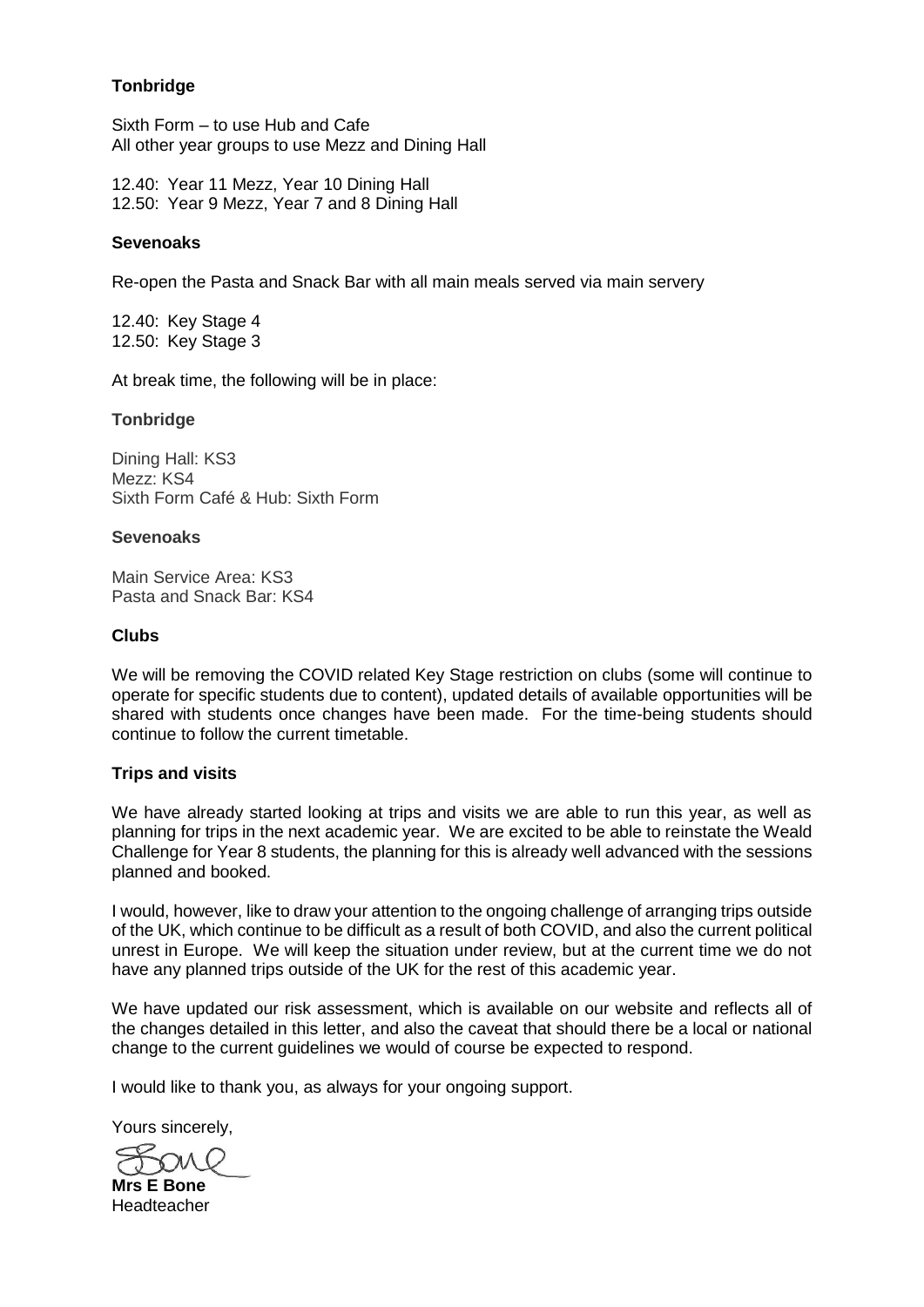**Tonbridge**

Sixth Form – to use Hub and Cafe
All other year groups to use Mezz and Dining Hall

12.40: Year 11 Mezz, Year 10 Dining Hall
12.50: Year 9 Mezz, Year 7 and 8 Dining Hall

**Sevenoaks**

Re-open the Pasta and Snack Bar with all main meals served via main servery

12.40: Key Stage 4
12.50: Key Stage 3

At break time, the following will be in place:

**Tonbridge**

Dining Hall: KS3
Mezz: KS4
Sixth Form Café & Hub: Sixth Form

**Sevenoaks**

Main Service Area: KS3
Pasta and Snack Bar: KS4

**Clubs**

We will be removing the COVID related Key Stage restriction on clubs (some will continue to operate for specific students due to content), updated details of available opportunities will be shared with students once changes have been made. For the time-being students should continue to follow the current timetable.

**Trips and visits**

We have already started looking at trips and visits we are able to run this year, as well as planning for trips in the next academic year. We are excited to be able to reinstate the Weald Challenge for Year 8 students, the planning for this is already well advanced with the sessions planned and booked.

I would, however, like to draw your attention to the ongoing challenge of arranging trips outside of the UK, which continue to be difficult as a result of both COVID, and also the current political unrest in Europe. We will keep the situation under review, but at the current time we do not have any planned trips outside of the UK for the rest of this academic year.

We have updated our risk assessment, which is available on our website and reflects all of the changes detailed in this letter, and also the caveat that should there be a local or national change to the current guidelines we would of course be expected to respond.

I would like to thank you, as always for your ongoing support.

Yours sincerely,

**Mrs E Bone**
Headteacher